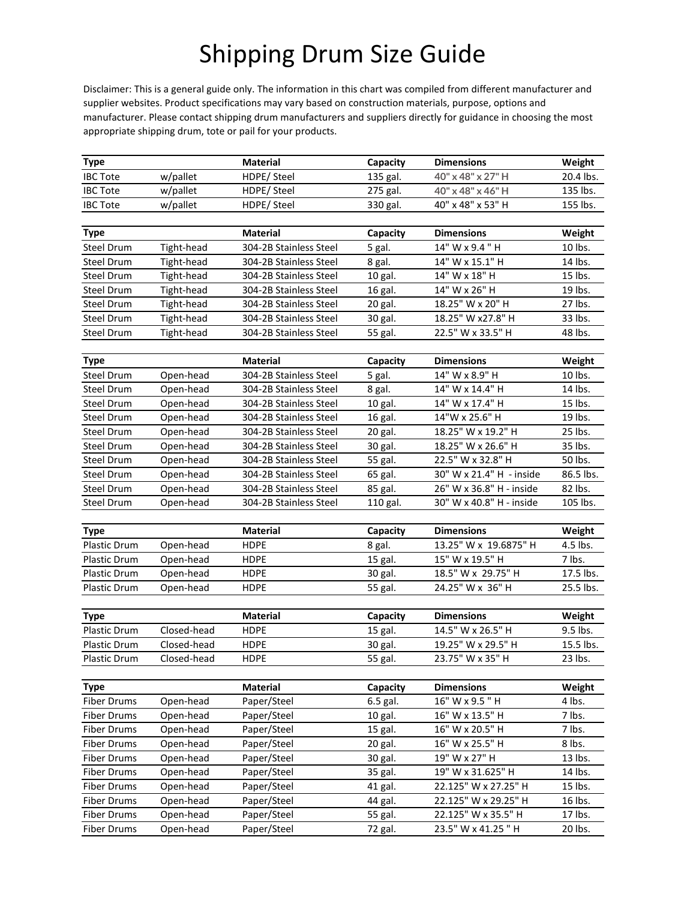# Shipping Drum Size Guide

Disclaimer: This is a general guide only. The information in this chart was compiled from different manufacturer and supplier websites. Product specifications may vary based on construction materials, purpose, options and manufacturer. Please contact shipping drum manufacturers and suppliers directly for guidance in choosing the most appropriate shipping drum, tote or pail for your products.

| Type | | Material | Capacity | Dimensions | Weight |
|---|---|---|---|---|---|
| IBC Tote | w/pallet | HDPE/ Steel | 135 gal. | 40" x 48" x 27" H | 20.4 lbs. |
| IBC Tote | w/pallet | HDPE/ Steel | 275 gal. | 40" x 48" x 46" H | 135 lbs. |
| IBC Tote | w/pallet | HDPE/ Steel | 330 gal. | 40" x 48" x 53" H | 155 lbs. |

| Type | | Material | Capacity | Dimensions | Weight |
|---|---|---|---|---|---|
| Steel Drum | Tight-head | 304-2B Stainless Steel | 5 gal. | 14" W x 9.4 " H | 10 lbs. |
| Steel Drum | Tight-head | 304-2B Stainless Steel | 8 gal. | 14" W x 15.1" H | 14 lbs. |
| Steel Drum | Tight-head | 304-2B Stainless Steel | 10 gal. | 14" W x 18" H | 15 lbs. |
| Steel Drum | Tight-head | 304-2B Stainless Steel | 16 gal. | 14" W x 26" H | 19 lbs. |
| Steel Drum | Tight-head | 304-2B Stainless Steel | 20 gal. | 18.25" W x 20" H | 27 lbs. |
| Steel Drum | Tight-head | 304-2B Stainless Steel | 30 gal. | 18.25" W x27.8" H | 33 lbs. |
| Steel Drum | Tight-head | 304-2B Stainless Steel | 55 gal. | 22.5" W x 33.5" H | 48 lbs. |

| Type | | Material | Capacity | Dimensions | Weight |
|---|---|---|---|---|---|
| Steel Drum | Open-head | 304-2B Stainless Steel | 5 gal. | 14" W x 8.9" H | 10 lbs. |
| Steel Drum | Open-head | 304-2B Stainless Steel | 8 gal. | 14" W x 14.4" H | 14 lbs. |
| Steel Drum | Open-head | 304-2B Stainless Steel | 10 gal. | 14" W x 17.4" H | 15 lbs. |
| Steel Drum | Open-head | 304-2B Stainless Steel | 16 gal. | 14"W x 25.6" H | 19 lbs. |
| Steel Drum | Open-head | 304-2B Stainless Steel | 20 gal. | 18.25" W x 19.2" H | 25 lbs. |
| Steel Drum | Open-head | 304-2B Stainless Steel | 30 gal. | 18.25" W x 26.6" H | 35 lbs. |
| Steel Drum | Open-head | 304-2B Stainless Steel | 55 gal. | 22.5" W x 32.8" H | 50 lbs. |
| Steel Drum | Open-head | 304-2B Stainless Steel | 65 gal. | 30" W x 21.4" H - inside | 86.5 lbs. |
| Steel Drum | Open-head | 304-2B Stainless Steel | 85 gal. | 26" W x 36.8" H - inside | 82 lbs. |
| Steel Drum | Open-head | 304-2B Stainless Steel | 110 gal. | 30" W x 40.8" H - inside | 105 lbs. |

| Type | | Material | Capacity | Dimensions | Weight |
|---|---|---|---|---|---|
| Plastic Drum | Open-head | HDPE | 8 gal. | 13.25" W x 19.6875" H | 4.5 lbs. |
| Plastic Drum | Open-head | HDPE | 15 gal. | 15" W x 19.5" H | 7 lbs. |
| Plastic Drum | Open-head | HDPE | 30 gal. | 18.5" W x 29.75" H | 17.5 lbs. |
| Plastic Drum | Open-head | HDPE | 55 gal. | 24.25" W x 36" H | 25.5 lbs. |

| Type | | Material | Capacity | Dimensions | Weight |
|---|---|---|---|---|---|
| Plastic Drum | Closed-head | HDPE | 15 gal. | 14.5" W x 26.5" H | 9.5 lbs. |
| Plastic Drum | Closed-head | HDPE | 30 gal. | 19.25" W x 29.5" H | 15.5 lbs. |
| Plastic Drum | Closed-head | HDPE | 55 gal. | 23.75" W x 35" H | 23 lbs. |

| Type | | Material | Capacity | Dimensions | Weight |
|---|---|---|---|---|---|
| Fiber Drums | Open-head | Paper/Steel | 6.5 gal. | 16" W x 9.5 " H | 4 lbs. |
| Fiber Drums | Open-head | Paper/Steel | 10 gal. | 16" W x 13.5" H | 7 lbs. |
| Fiber Drums | Open-head | Paper/Steel | 15 gal. | 16" W x 20.5" H | 7 lbs. |
| Fiber Drums | Open-head | Paper/Steel | 20 gal. | 16" W x 25.5" H | 8 lbs. |
| Fiber Drums | Open-head | Paper/Steel | 30 gal. | 19" W x 27" H | 13 lbs. |
| Fiber Drums | Open-head | Paper/Steel | 35 gal. | 19" W x 31.625" H | 14 lbs. |
| Fiber Drums | Open-head | Paper/Steel | 41 gal. | 22.125" W x 27.25" H | 15 lbs. |
| Fiber Drums | Open-head | Paper/Steel | 44 gal. | 22.125" W x 29.25" H | 16 lbs. |
| Fiber Drums | Open-head | Paper/Steel | 55 gal. | 22.125" W x 35.5" H | 17 lbs. |
| Fiber Drums | Open-head | Paper/Steel | 72 gal. | 23.5" W x 41.25 " H | 20 lbs. |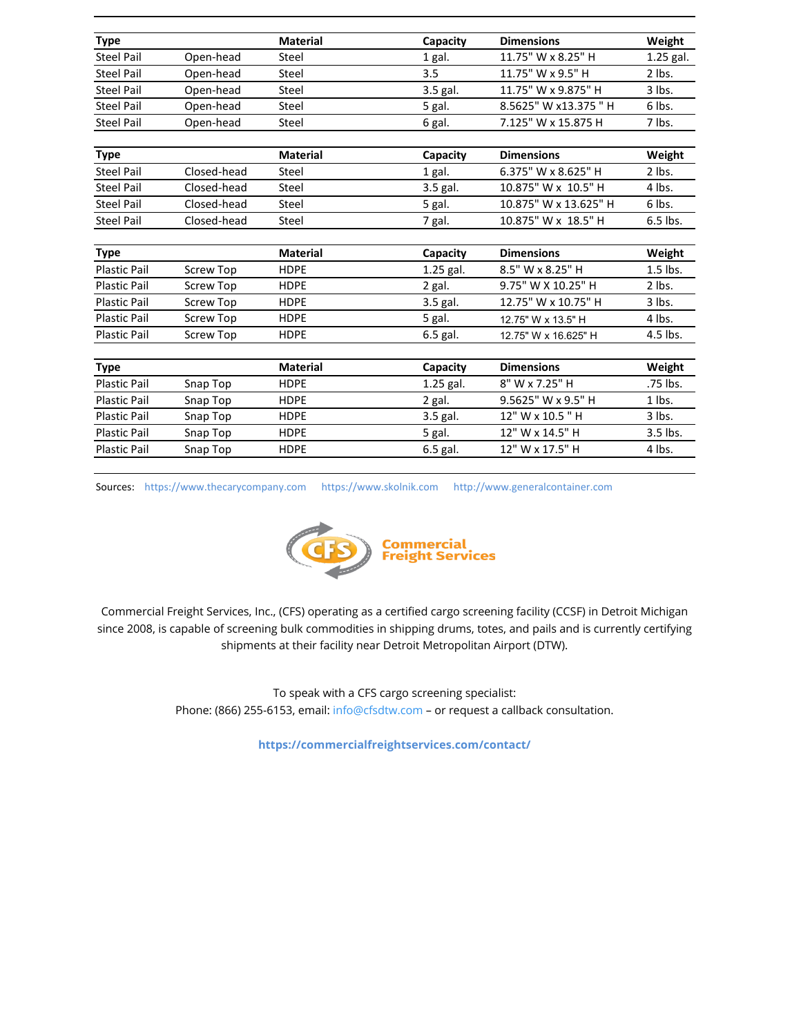| Type | | Material | Capacity | Dimensions | Weight |
|---|---|---|---|---|---|
| Steel Pail | Open-head | Steel | 1 gal. | 11.75" W x 8.25" H | 1.25 gal. |
| Steel Pail | Open-head | Steel | 3.5 | 11.75" W x 9.5" H | 2 lbs. |
| Steel Pail | Open-head | Steel | 3.5 gal. | 11.75" W x 9.875" H | 3 lbs. |
| Steel Pail | Open-head | Steel | 5 gal. | 8.5625" W x13.375 " H | 6 lbs. |
| Steel Pail | Open-head | Steel | 6 gal. | 7.125" W x 15.875 H | 7 lbs. |

| Type | | Material | Capacity | Dimensions | Weight |
|---|---|---|---|---|---|
| Steel Pail | Closed-head | Steel | 1 gal. | 6.375" W x 8.625" H | 2 lbs. |
| Steel Pail | Closed-head | Steel | 3.5 gal. | 10.875" W x 10.5" H | 4 lbs. |
| Steel Pail | Closed-head | Steel | 5 gal. | 10.875" W x 13.625" H | 6 lbs. |
| Steel Pail | Closed-head | Steel | 7 gal. | 10.875" W x 18.5" H | 6.5 lbs. |

| Type | | Material | Capacity | Dimensions | Weight |
|---|---|---|---|---|---|
| Plastic Pail | Screw Top | HDPE | 1.25 gal. | 8.5" W x 8.25" H | 1.5 lbs. |
| Plastic Pail | Screw Top | HDPE | 2 gal. | 9.75" W X 10.25" H | 2 lbs. |
| Plastic Pail | Screw Top | HDPE | 3.5 gal. | 12.75" W x 10.75" H | 3 lbs. |
| Plastic Pail | Screw Top | HDPE | 5 gal. | 12.75" W x 13.5" H | 4 lbs. |
| Plastic Pail | Screw Top | HDPE | 6.5 gal. | 12.75" W x 16.625" H | 4.5 lbs. |

| Type | | Material | Capacity | Dimensions | Weight |
|---|---|---|---|---|---|
| Plastic Pail | Snap Top | HDPE | 1.25 gal. | 8" W x 7.25" H | .75 lbs. |
| Plastic Pail | Snap Top | HDPE | 2 gal. | 9.5625" W x 9.5" H | 1 lbs. |
| Plastic Pail | Snap Top | HDPE | 3.5 gal. | 12" W x 10.5 " H | 3 lbs. |
| Plastic Pail | Snap Top | HDPE | 5 gal. | 12" W x 14.5" H | 3.5 lbs. |
| Plastic Pail | Snap Top | HDPE | 6.5 gal. | 12" W x 17.5" H | 4 lbs. |

Sources: https://www.thecarycompany.com https://www.skolnik.com http://www.generalcontainer.com

Commercial Freight Services

Commercial Freight Services, Inc., (CFS) operating as a certified cargo screening facility (CCSF) in Detroit Michigan since 2008, is capable of screening bulk commodities in shipping drums, totes, and pails and is currently certifying shipments at their facility near Detroit Metropolitan Airport (DTW).

To speak with a CFS cargo screening specialist:
Phone: (866) 255-6153, email: info@cfsdtw.com – or request a callback consultation.

**https://commercialfreightservices.com/contact/**